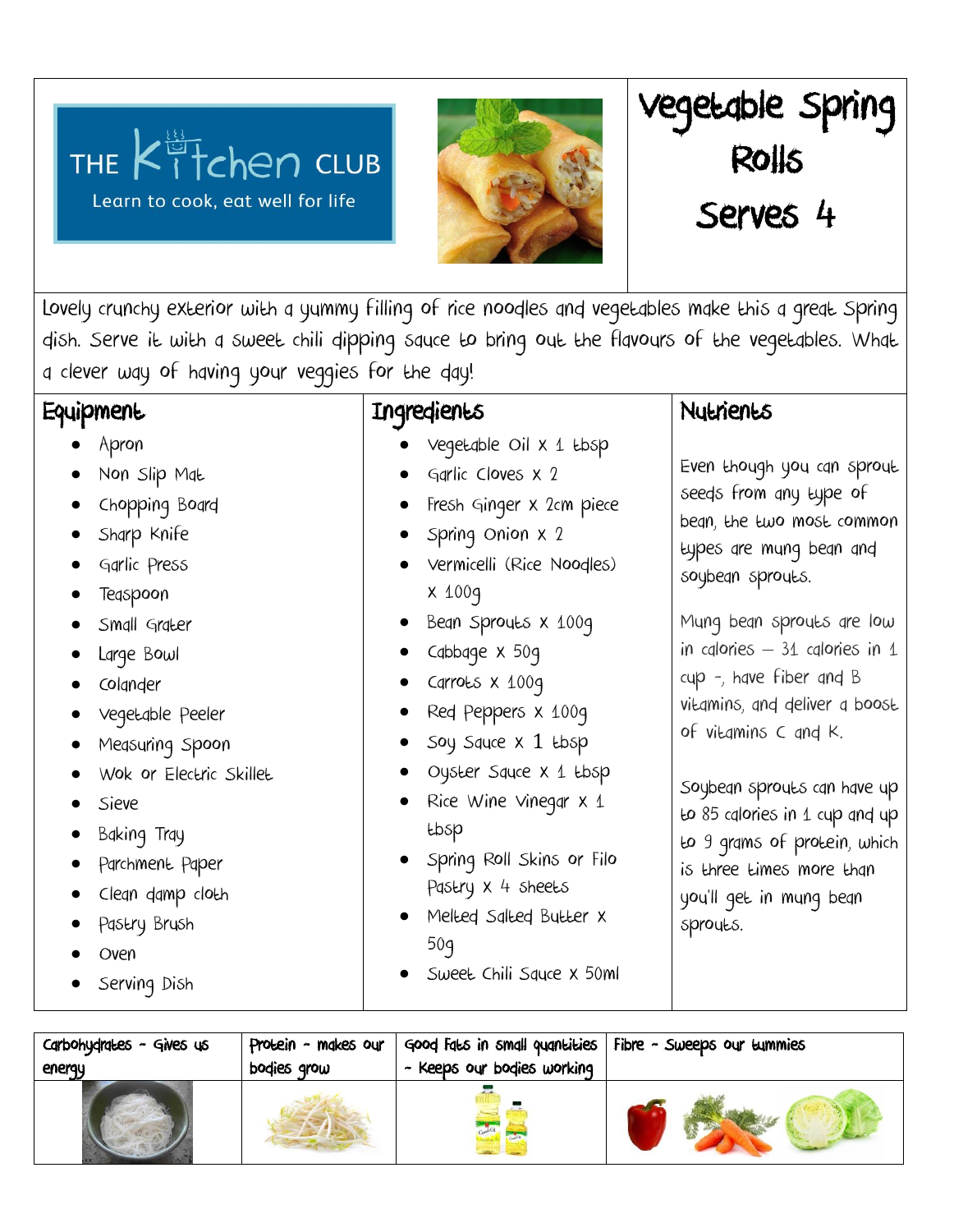THE Kitchen CLUB

Learn to cook, eat well for life

# Vegetable Spring Rolls

## Serves 4

Lovely crunchy exterior with a yummy filling of rice noodles and vegetables make this a great Spring dish. Serve it with a sweet chili dipping sauce to bring out the flavours of the vegetables. What a clever way of having your veggies for the day!

## Equipment

- Apron
- Non Slip Mat
- Chopping Board
- Sharp Knife
- Garlic Press
- Teaspoon
- Small Grater
- Large Bowl
- Colander
- Vegetable Peeler
- Measuring Spoon
- Wok or Electric Skillet
- Sieve
- Baking Tray
- Parchment Paper
- Clean damp cloth
- Pastry Brush
- Oven
- Serving Dish

## Ingredients

- Vegetable Oil x 1 tbsp
- Garlic Cloves x 2
- Fresh Ginger x 2cm piece
- Spring Onion x 2
- Vermicelli (Rice Noodles) x 100g
- Bean Sprouts x 100g
- Cabbage x 50g
- Carrots x 100g
- Red Peppers x 100g
- Soy Sauce x 1 tbsp
- Oyster Sauce x 1 tbsp
- Rice Wine Vinegar x 1 tbsp
- Spring Roll Skins or Filo Pastry x 4 sheets
- Melted Salted Butter x 50g
- Sweet Chili Sauce x 50ml

## Nutrients

Even though you can sprout seeds from any type of bean, the two most common types are mung bean and soybean sprouts.

Mung bean sprouts are low in calories – 31 calories in 1 cup -, have fiber and B vitamins, and deliver a boost of vitamins C and K.

Soybean sprouts can have up to 85 calories in 1 cup and up to 9 grams of protein, which is three times more than you'll get in mung bean sprouts.

| Carbohydrates - Gives us energy | Protein - makes our bodies grow | Good Fats in small quantities - Keeps our bodies working | Fibre - Sweeps our tummies |
|---|---|---|---|
| | | | |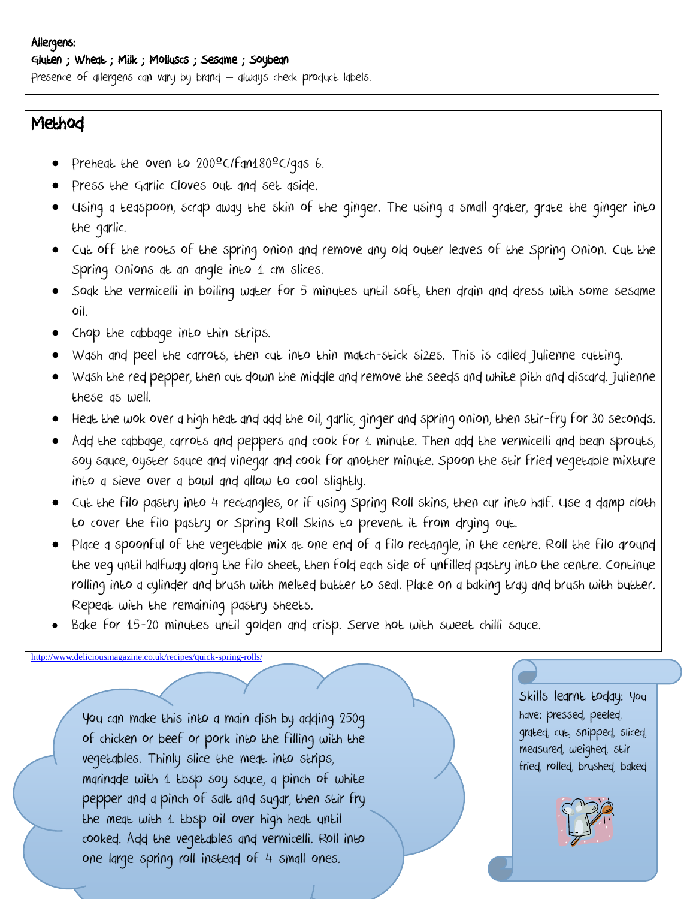**Allergens:**

**Gluten ; Wheat ; Milk ; Molluscs ; Sesame ; Soybean**

Presence of allergens can vary by brand – always check product labels.

## Method

- Preheat the oven to 200ºC/fan180ºC/gas 6.
- Press the Garlic Cloves out and set aside.
- Using a teaspoon, scrap away the skin of the ginger. The using a small grater, grate the ginger into the garlic.
- Cut off the roots of the spring onion and remove any old outer leaves of the Spring Onion. Cut the Spring Onions at an angle into 1 cm slices.
- Soak the vermicelli in boiling water for 5 minutes until soft, then drain and dress with some sesame oil.
- Chop the cabbage into thin strips.
- Wash and peel the carrots, then cut into thin match-stick sizes. This is called Julienne cutting.
- Wash the red pepper, then cut down the middle and remove the seeds and white pith and discard. Julienne these as well.
- Heat the wok over a high heat and add the oil, garlic, ginger and spring onion, then stir-fry for 30 seconds.
- Add the cabbage, carrots and peppers and cook for 1 minute. Then add the vermicelli and bean sprouts, soy sauce, oyster sauce and vinegar and cook for another minute. Spoon the stir fried vegetable mixture into a sieve over a bowl and allow to cool slightly.
- Cut the filo pastry into 4 rectangles, or if using Spring Roll skins, then cur into half. Use a damp cloth to cover the filo pastry or Spring Roll Skins to prevent it from drying out.
- Place a spoonful of the vegetable mix at one end of a filo rectangle, in the centre. Roll the filo around the veg until halfway along the filo sheet, then fold each side of unfilled pastry into the centre. Continue rolling into a cylinder and brush with melted butter to seal. Place on a baking tray and brush with butter. Repeat with the remaining pastry sheets.
- Bake for 15-20 minutes until golden and crisp. Serve hot with sweet chilli sauce.

http://www.deliciousmagazine.co.uk/recipes/quick-spring-rolls/

You can make this into a main dish by adding 250g of chicken or beef or pork into the filling with the vegetables. Thinly slice the meat into strips, marinade with 1 tbsp soy sauce, a pinch of white pepper and a pinch of salt and sugar, then stir fry the meat with 1 tbsp oil over high heat until cooked. Add the vegetables and vermicelli. Roll into one large spring roll instead of 4 small ones.

Skills learnt today: You have: pressed, peeled, grated, cut, snipped, sliced, measured, weighed, stir fried, rolled, brushed, baked